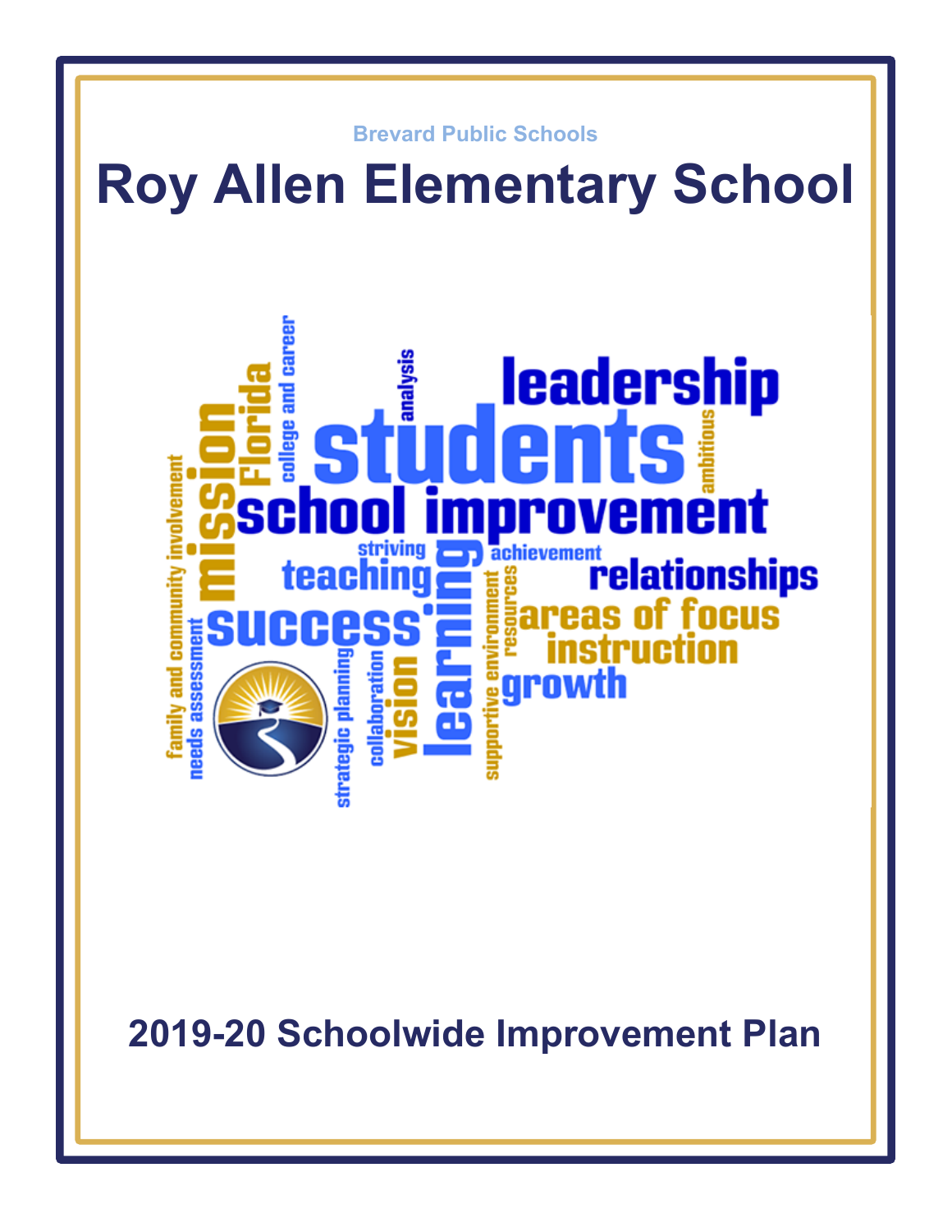Brevard Public Schools

# Roy Allen Elementary School

## 2019-20 Schoolwide Improvement Plan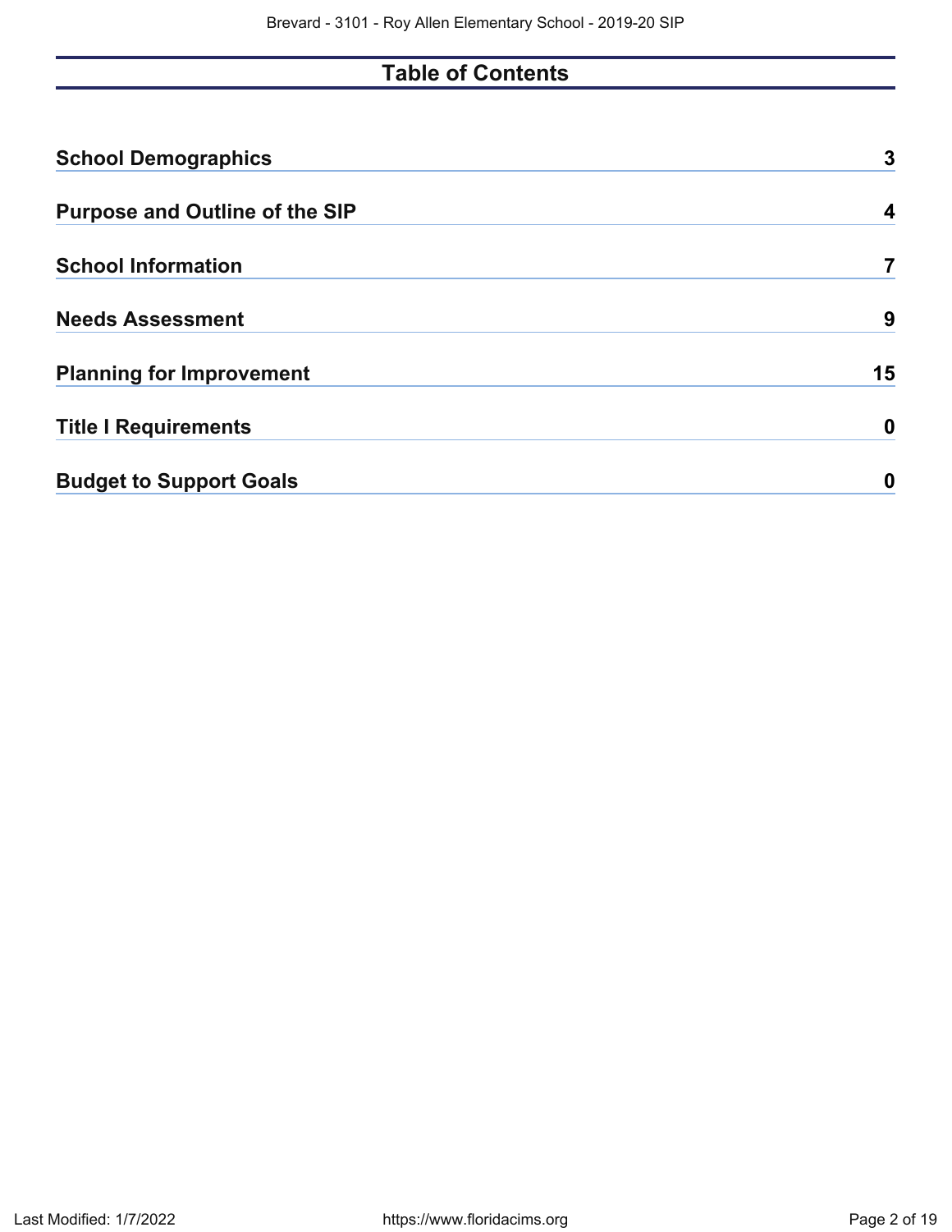# Table of Contents

| | |
|---|---|
| **School Demographics** | **3** |
| **Purpose and Outline of the SIP** | **4** |
| **School Information** | **7** |
| **Needs Assessment** | **9** |
| **Planning for Improvement** | **15** |
| **Title I Requirements** | **0** |
| **Budget to Support Goals** | **0** |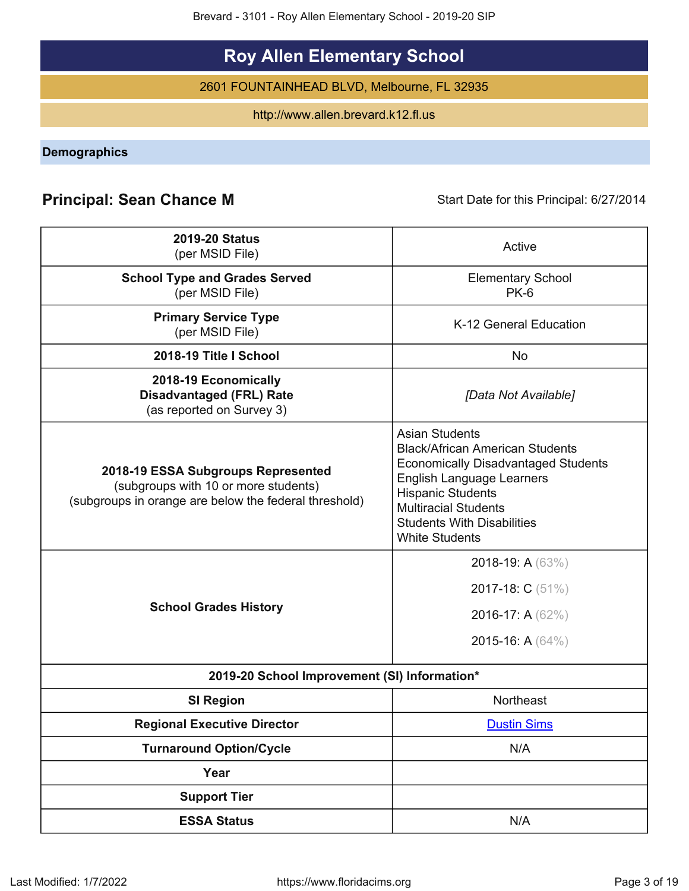# Roy Allen Elementary School

2601 FOUNTAINHEAD BLVD, Melbourne, FL 32935

http://www.allen.brevard.k12.fl.us

## Demographics

**Principal: Sean Chance M** Start Date for this Principal: 6/27/2014

| | |
|---|---|
| **2019-20 Status** (per MSID File) | Active |
| **School Type and Grades Served** (per MSID File) | Elementary School PK-6 |
| **Primary Service Type** (per MSID File) | K-12 General Education |
| **2018-19 Title I School** | No |
| **2018-19 Economically Disadvantaged (FRL) Rate** (as reported on Survey 3) | *[Data Not Available]* |
| **2018-19 ESSA Subgroups Represented** (subgroups with 10 or more students) (subgroups in orange are below the federal threshold) | Asian Students<br>Black/African American Students<br>Economically Disadvantaged Students<br>English Language Learners<br>Hispanic Students<br>Multiracial Students<br>Students With Disabilities<br>White Students |
| **School Grades History** | 2018-19: A (63%)<br>2017-18: C (51%)<br>2016-17: A (62%)<br>2015-16: A (64%) |
| **2019-20 School Improvement (SI) Information*** | |
| **SI Region** | Northeast |
| **Regional Executive Director** | Dustin Sims |
| **Turnaround Option/Cycle** | N/A |
| **Year** | |
| **Support Tier** | |
| **ESSA Status** | N/A |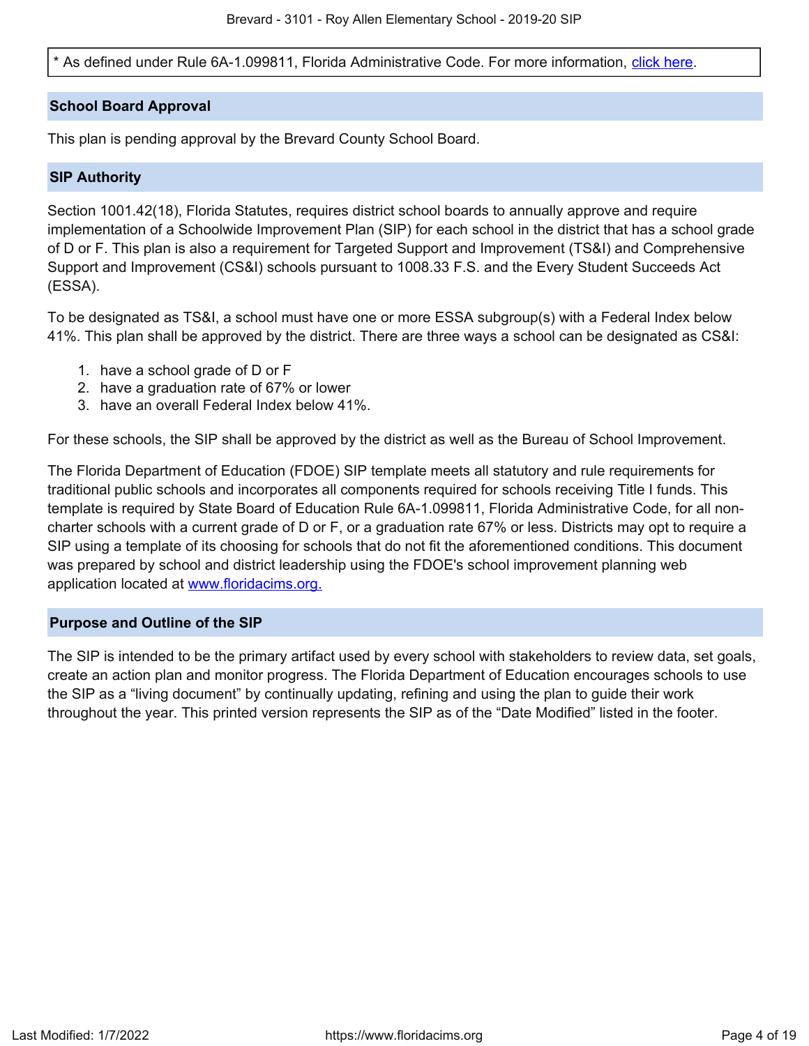* As defined under Rule 6A-1.099811, Florida Administrative Code. For more information, [click here](#).

## School Board Approval

This plan is pending approval by the Brevard County School Board.

## SIP Authority

Section 1001.42(18), Florida Statutes, requires district school boards to annually approve and require implementation of a Schoolwide Improvement Plan (SIP) for each school in the district that has a school grade of D or F. This plan is also a requirement for Targeted Support and Improvement (TS&I) and Comprehensive Support and Improvement (CS&I) schools pursuant to 1008.33 F.S. and the Every Student Succeeds Act (ESSA).

To be designated as TS&I, a school must have one or more ESSA subgroup(s) with a Federal Index below 41%. This plan shall be approved by the district. There are three ways a school can be designated as CS&I:

1. have a school grade of D or F
2. have a graduation rate of 67% or lower
3. have an overall Federal Index below 41%.

For these schools, the SIP shall be approved by the district as well as the Bureau of School Improvement.

The Florida Department of Education (FDOE) SIP template meets all statutory and rule requirements for traditional public schools and incorporates all components required for schools receiving Title I funds. This template is required by State Board of Education Rule 6A-1.099811, Florida Administrative Code, for all non-charter schools with a current grade of D or F, or a graduation rate 67% or less. Districts may opt to require a SIP using a template of its choosing for schools that do not fit the aforementioned conditions. This document was prepared by school and district leadership using the FDOE's school improvement planning web application located at [www.floridacims.org.](https://www.floridacims.org)

## Purpose and Outline of the SIP

The SIP is intended to be the primary artifact used by every school with stakeholders to review data, set goals, create an action plan and monitor progress. The Florida Department of Education encourages schools to use the SIP as a "living document" by continually updating, refining and using the plan to guide their work throughout the year. This printed version represents the SIP as of the "Date Modified" listed in the footer.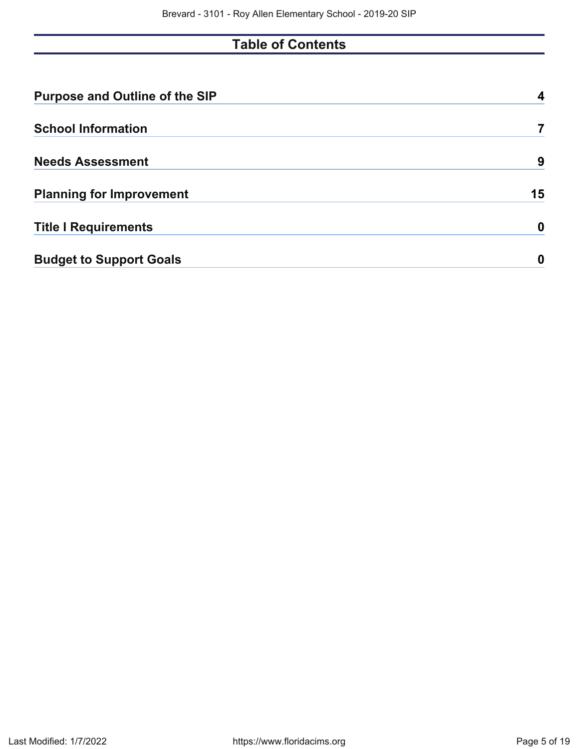# Table of Contents

| | |
|---|---|
| **Purpose and Outline of the SIP** | **4** |
| **School Information** | **7** |
| **Needs Assessment** | **9** |
| **Planning for Improvement** | **15** |
| **Title I Requirements** | **0** |
| **Budget to Support Goals** | **0** |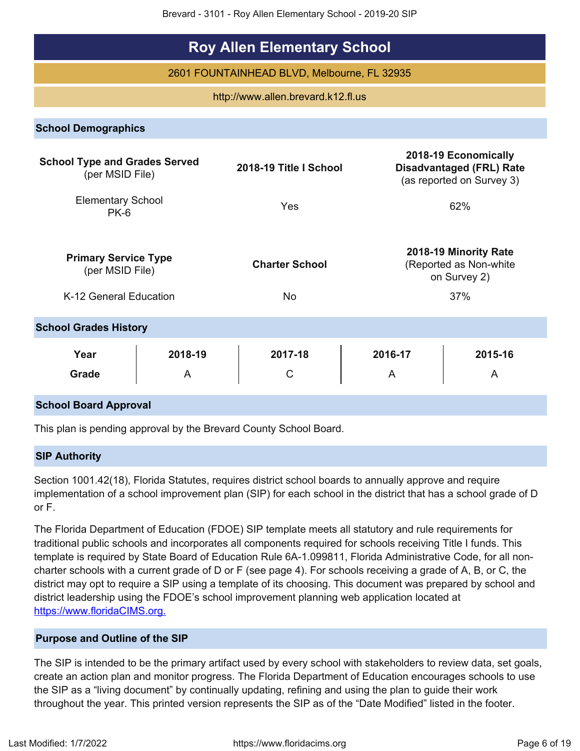# Roy Allen Elementary School

2601 FOUNTAINHEAD BLVD, Melbourne, FL 32935

http://www.allen.brevard.k12.fl.us

## School Demographics

| **School Type and Grades Served** (per MSID File) | **2018-19 Title I School** | **2018-19 Economically Disadvantaged (FRL) Rate** (as reported on Survey 3) |
|---|---|---|
| Elementary School PK-6 | Yes | 62% |

| **Primary Service Type** (per MSID File) | **Charter School** | **2018-19 Minority Rate** (Reported as Non-white on Survey 2) |
|---|---|---|
| K-12 General Education | No | 37% |

## School Grades History

| **Year** | **2018-19** | **2017-18** | **2016-17** | **2015-16** |
|---|---|---|---|---|
| **Grade** | A | C | A | A |

## School Board Approval

This plan is pending approval by the Brevard County School Board.

## SIP Authority

Section 1001.42(18), Florida Statutes, requires district school boards to annually approve and require implementation of a school improvement plan (SIP) for each school in the district that has a school grade of D or F.

The Florida Department of Education (FDOE) SIP template meets all statutory and rule requirements for traditional public schools and incorporates all components required for schools receiving Title I funds. This template is required by State Board of Education Rule 6A-1.099811, Florida Administrative Code, for all non-charter schools with a current grade of D or F (see page 4). For schools receiving a grade of A, B, or C, the district may opt to require a SIP using a template of its choosing. This document was prepared by school and district leadership using the FDOE's school improvement planning web application located at https://www.floridaCIMS.org.

## Purpose and Outline of the SIP

The SIP is intended to be the primary artifact used by every school with stakeholders to review data, set goals, create an action plan and monitor progress. The Florida Department of Education encourages schools to use the SIP as a "living document" by continually updating, refining and using the plan to guide their work throughout the year. This printed version represents the SIP as of the "Date Modified" listed in the footer.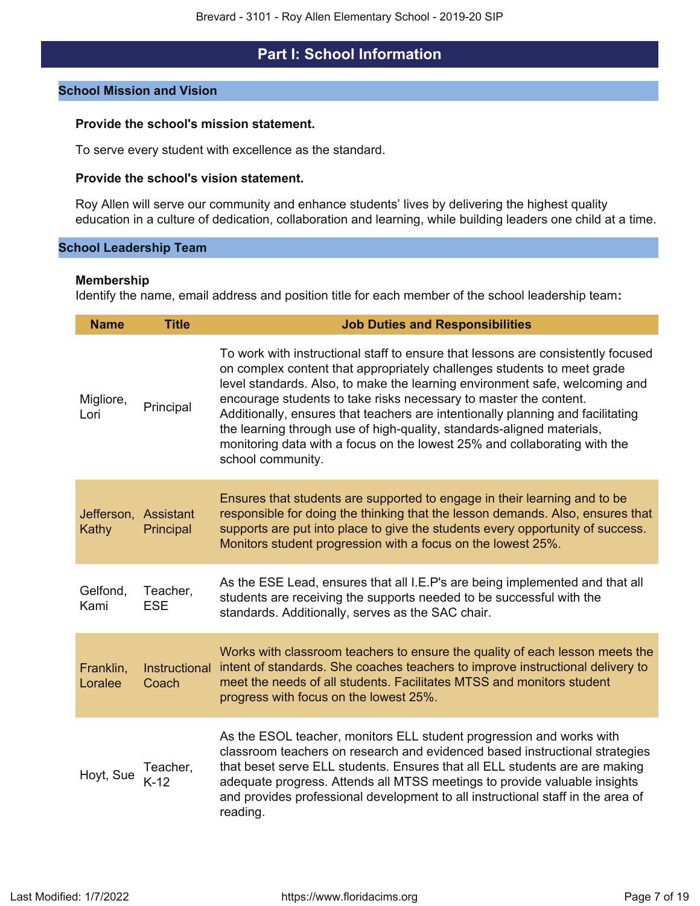# Part I: School Information

## School Mission and Vision

**Provide the school's mission statement.**

To serve every student with excellence as the standard.

**Provide the school's vision statement.**

Roy Allen will serve our community and enhance students' lives by delivering the highest quality education in a culture of dedication, collaboration and learning, while building leaders one child at a time.

## School Leadership Team

**Membership**

Identify the name, email address and position title for each member of the school leadership team**:**

| Name | Title | Job Duties and Responsibilities |
|---|---|---|
| Migliore, Lori | Principal | To work with instructional staff to ensure that lessons are consistently focused on complex content that appropriately challenges students to meet grade level standards. Also, to make the learning environment safe, welcoming and encourage students to take risks necessary to master the content. Additionally, ensures that teachers are intentionally planning and facilitating the learning through use of high-quality, standards-aligned materials, monitoring data with a focus on the lowest 25% and collaborating with the school community. |
| Jefferson, Kathy | Assistant Principal | Ensures that students are supported to engage in their learning and to be responsible for doing the thinking that the lesson demands. Also, ensures that supports are put into place to give the students every opportunity of success. Monitors student progression with a focus on the lowest 25%. |
| Gelfond, Kami | Teacher, ESE | As the ESE Lead, ensures that all I.E.P's are being implemented and that all students are receiving the supports needed to be successful with the standards. Additionally, serves as the SAC chair. |
| Franklin, Loralee | Instructional Coach | Works with classroom teachers to ensure the quality of each lesson meets the intent of standards. She coaches teachers to improve instructional delivery to meet the needs of all students. Facilitates MTSS and monitors student progress with focus on the lowest 25%. |
| Hoyt, Sue | Teacher, K-12 | As the ESOL teacher, monitors ELL student progression and works with classroom teachers on research and evidenced based instructional strategies that beset serve ELL students. Ensures that all ELL students are are making adequate progress. Attends all MTSS meetings to provide valuable insights and provides professional development to all instructional staff in the area of reading. |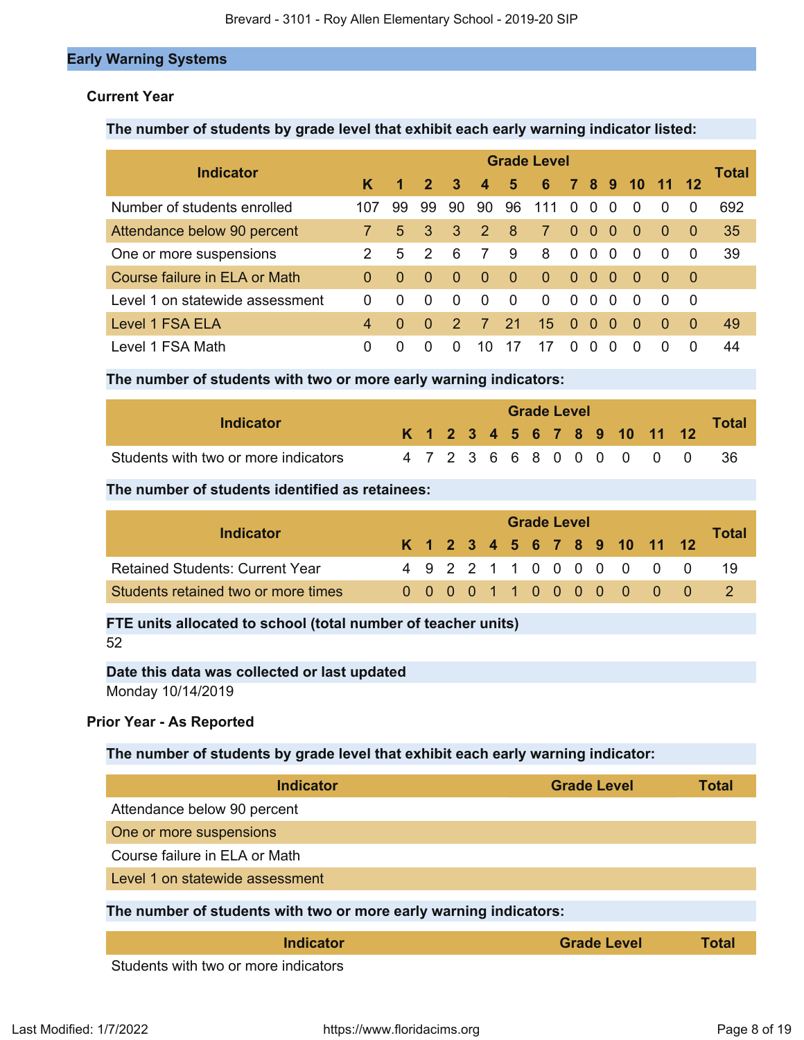## Early Warning Systems

### Current Year

**The number of students by grade level that exhibit each early warning indicator listed:**

| Indicator | K | 1 | 2 | 3 | 4 | 5 | 6 | 7 | 8 | 9 | 10 | 11 | 12 | Total |
|---|---|---|---|---|---|---|---|---|---|---|---|---|---|---|
| Number of students enrolled | 107 | 99 | 99 | 90 | 90 | 96 | 111 | 0 | 0 | 0 | 0 | 0 | 0 | 692 |
| Attendance below 90 percent | 7 | 5 | 3 | 3 | 2 | 8 | 7 | 0 | 0 | 0 | 0 | 0 | 0 | 35 |
| One or more suspensions | 2 | 5 | 2 | 6 | 7 | 9 | 8 | 0 | 0 | 0 | 0 | 0 | 0 | 39 |
| Course failure in ELA or Math | 0 | 0 | 0 | 0 | 0 | 0 | 0 | 0 | 0 | 0 | 0 | 0 | 0 | |
| Level 1 on statewide assessment | 0 | 0 | 0 | 0 | 0 | 0 | 0 | 0 | 0 | 0 | 0 | 0 | 0 | |
| Level 1 FSA ELA | 4 | 0 | 0 | 2 | 7 | 21 | 15 | 0 | 0 | 0 | 0 | 0 | 0 | 49 |
| Level 1 FSA Math | 0 | 0 | 0 | 0 | 10 | 17 | 17 | 0 | 0 | 0 | 0 | 0 | 0 | 44 |

**The number of students with two or more early warning indicators:**

| Indicator | K | 1 | 2 | 3 | 4 | 5 | 6 | 7 | 8 | 9 | 10 | 11 | 12 | Total |
|---|---|---|---|---|---|---|---|---|---|---|---|---|---|---|
| Students with two or more indicators | 4 | 7 | 2 | 3 | 6 | 6 | 8 | 0 | 0 | 0 | 0 | 0 | 0 | 36 |

**The number of students identified as retainees:**

| Indicator | K | 1 | 2 | 3 | 4 | 5 | 6 | 7 | 8 | 9 | 10 | 11 | 12 | Total |
|---|---|---|---|---|---|---|---|---|---|---|---|---|---|---|
| Retained Students: Current Year | 4 | 9 | 2 | 2 | 1 | 1 | 0 | 0 | 0 | 0 | 0 | 0 | 0 | 19 |
| Students retained two or more times | 0 | 0 | 0 | 0 | 1 | 1 | 0 | 0 | 0 | 0 | 0 | 0 | 0 | 2 |

**FTE units allocated to school (total number of teacher units)**

52

**Date this data was collected or last updated**

Monday 10/14/2019

### Prior Year - As Reported

**The number of students by grade level that exhibit each early warning indicator:**

| Indicator | Grade Level | Total |
|---|---|---|
| Attendance below 90 percent | | |
| One or more suspensions | | |
| Course failure in ELA or Math | | |
| Level 1 on statewide assessment | | |

**The number of students with two or more early warning indicators:**

| Indicator | Grade Level | Total |
|---|---|---|
| Students with two or more indicators | | |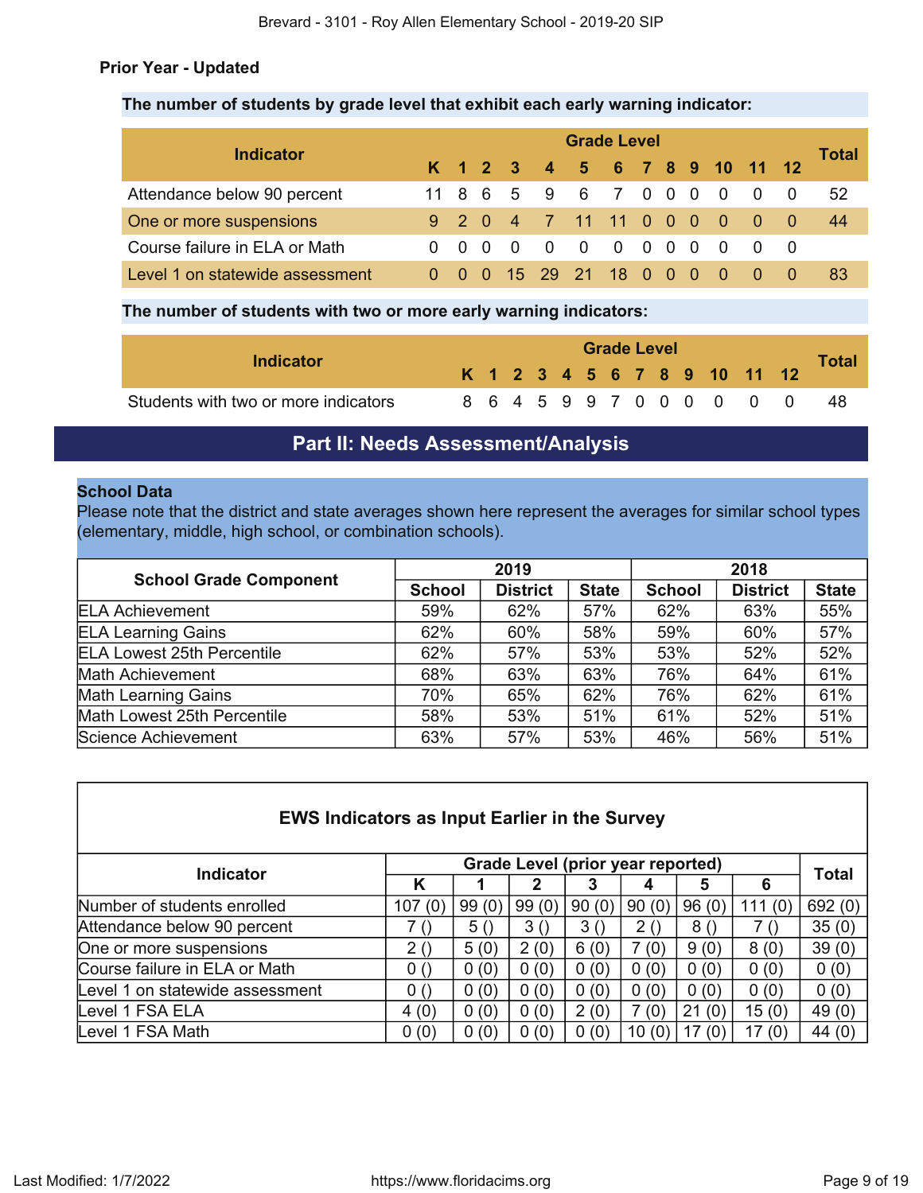**Prior Year - Updated**

**The number of students by grade level that exhibit each early warning indicator:**

| Indicator | Grade Level | | | | | | | | | | | | | Total |
|---|---|---|---|---|---|---|---|---|---|---|---|---|---|---|
| | K | 1 | 2 | 3 | 4 | 5 | 6 | 7 | 8 | 9 | 10 | 11 | 12 | |
| Attendance below 90 percent | 11 | 8 | 6 | 5 | 9 | 6 | 7 | 0 | 0 | 0 | 0 | 0 | 0 | 52 |
| One or more suspensions | 9 | 2 | 0 | 4 | 7 | 11 | 11 | 0 | 0 | 0 | 0 | 0 | 0 | 44 |
| Course failure in ELA or Math | 0 | 0 | 0 | 0 | 0 | 0 | 0 | 0 | 0 | 0 | 0 | 0 | 0 | |
| Level 1 on statewide assessment | 0 | 0 | 0 | 15 | 29 | 21 | 18 | 0 | 0 | 0 | 0 | 0 | 0 | 83 |

**The number of students with two or more early warning indicators:**

| Indicator | Grade Level | | | | | | | | | | | | | Total |
|---|---|---|---|---|---|---|---|---|---|---|---|---|---|---|
| | K | 1 | 2 | 3 | 4 | 5 | 6 | 7 | 8 | 9 | 10 | 11 | 12 | |
| Students with two or more indicators | 8 | 6 | 4 | 5 | 9 | 9 | 7 | 0 | 0 | 0 | 0 | 0 | 0 | 48 |

## Part II: Needs Assessment/Analysis

**School Data**

Please note that the district and state averages shown here represent the averages for similar school types (elementary, middle, high school, or combination schools).

| School Grade Component | 2019 | | | 2018 | | |
|---|---|---|---|---|---|---|
| | School | District | State | School | District | State |
| ELA Achievement | 59% | 62% | 57% | 62% | 63% | 55% |
| ELA Learning Gains | 62% | 60% | 58% | 59% | 60% | 57% |
| ELA Lowest 25th Percentile | 62% | 57% | 53% | 53% | 52% | 52% |
| Math Achievement | 68% | 63% | 63% | 76% | 64% | 61% |
| Math Learning Gains | 70% | 65% | 62% | 76% | 62% | 61% |
| Math Lowest 25th Percentile | 58% | 53% | 51% | 61% | 52% | 51% |
| Science Achievement | 63% | 57% | 53% | 46% | 56% | 51% |

**EWS Indicators as Input Earlier in the Survey**

| Indicator | Grade Level (prior year reported) | | | | | | | Total |
|---|---|---|---|---|---|---|---|---|
| | K | 1 | 2 | 3 | 4 | 5 | 6 | |
| Number of students enrolled | 107 (0) | 99 (0) | 99 (0) | 90 (0) | 90 (0) | 96 (0) | 111 (0) | 692 (0) |
| Attendance below 90 percent | 7 () | 5 () | 3 () | 3 () | 2 () | 8 () | 7 () | 35 (0) |
| One or more suspensions | 2 () | 5 (0) | 2 (0) | 6 (0) | 7 (0) | 9 (0) | 8 (0) | 39 (0) |
| Course failure in ELA or Math | 0 () | 0 (0) | 0 (0) | 0 (0) | 0 (0) | 0 (0) | 0 (0) | 0 (0) |
| Level 1 on statewide assessment | 0 () | 0 (0) | 0 (0) | 0 (0) | 0 (0) | 0 (0) | 0 (0) | 0 (0) |
| Level 1 FSA ELA | 4 (0) | 0 (0) | 0 (0) | 2 (0) | 7 (0) | 21 (0) | 15 (0) | 49 (0) |
| Level 1 FSA Math | 0 (0) | 0 (0) | 0 (0) | 0 (0) | 10 (0) | 17 (0) | 17 (0) | 44 (0) |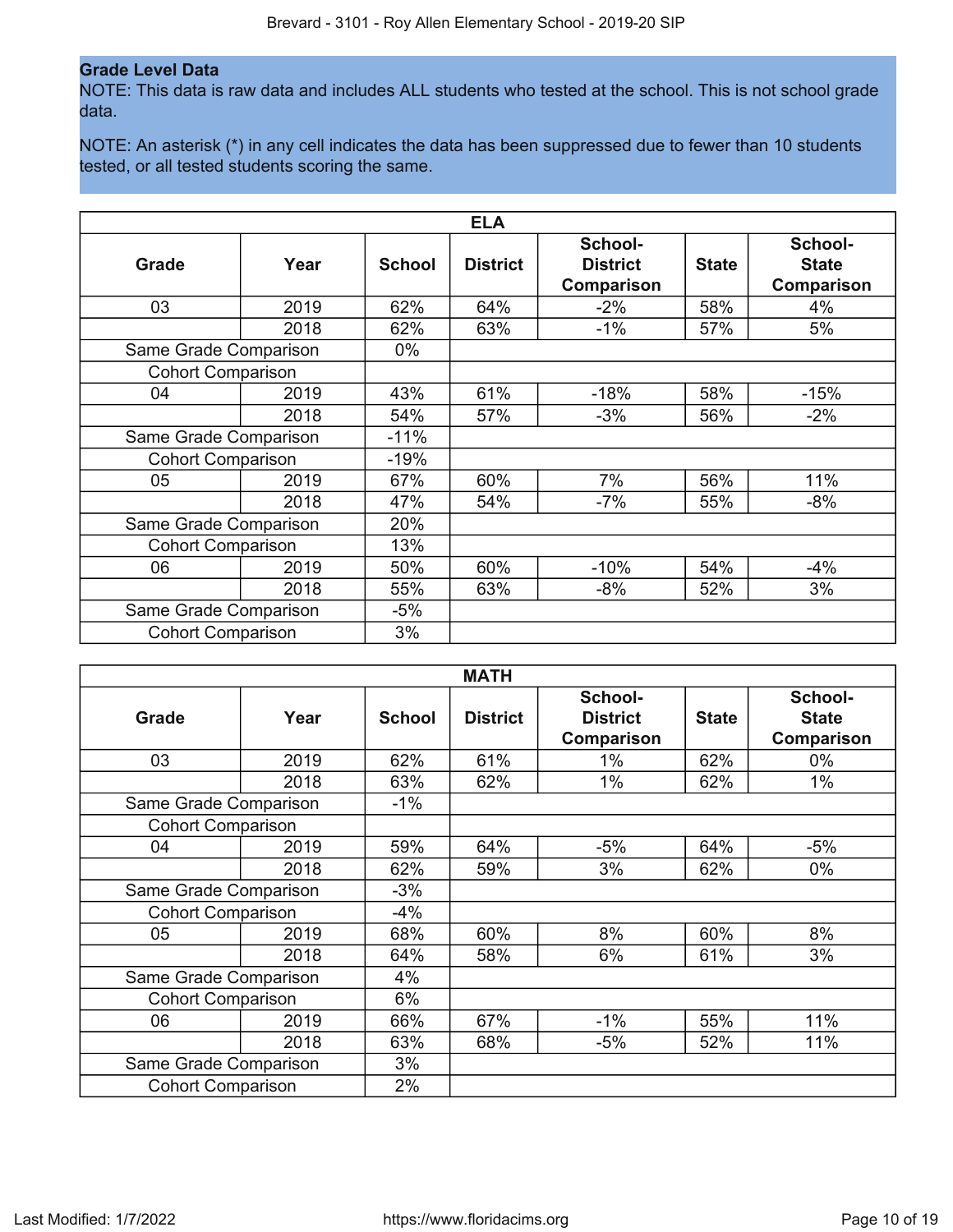## Grade Level Data

NOTE: This data is raw data and includes ALL students who tested at the school. This is not school grade data.

NOTE: An asterisk (*) in any cell indicates the data has been suppressed due to fewer than 10 students tested, or all tested students scoring the same.

| ELA | | | | | | |
|---|---|---|---|---|---|---|
| **Grade** | **Year** | **School** | **District** | **School-District Comparison** | **State** | **School-State Comparison** |
| 03 | 2019 | 62% | 64% | -2% | 58% | 4% |
| | 2018 | 62% | 63% | -1% | 57% | 5% |
| Same Grade Comparison | | 0% | | | | |
| Cohort Comparison | | | | | | |
| 04 | 2019 | 43% | 61% | -18% | 58% | -15% |
| | 2018 | 54% | 57% | -3% | 56% | -2% |
| Same Grade Comparison | | -11% | | | | |
| Cohort Comparison | | -19% | | | | |
| 05 | 2019 | 67% | 60% | 7% | 56% | 11% |
| | 2018 | 47% | 54% | -7% | 55% | -8% |
| Same Grade Comparison | | 20% | | | | |
| Cohort Comparison | | 13% | | | | |
| 06 | 2019 | 50% | 60% | -10% | 54% | -4% |
| | 2018 | 55% | 63% | -8% | 52% | 3% |
| Same Grade Comparison | | -5% | | | | |
| Cohort Comparison | | 3% | | | | |

| MATH | | | | | | |
|---|---|---|---|---|---|---|
| **Grade** | **Year** | **School** | **District** | **School-District Comparison** | **State** | **School-State Comparison** |
| 03 | 2019 | 62% | 61% | 1% | 62% | 0% |
| | 2018 | 63% | 62% | 1% | 62% | 1% |
| Same Grade Comparison | | -1% | | | | |
| Cohort Comparison | | | | | | |
| 04 | 2019 | 59% | 64% | -5% | 64% | -5% |
| | 2018 | 62% | 59% | 3% | 62% | 0% |
| Same Grade Comparison | | -3% | | | | |
| Cohort Comparison | | -4% | | | | |
| 05 | 2019 | 68% | 60% | 8% | 60% | 8% |
| | 2018 | 64% | 58% | 6% | 61% | 3% |
| Same Grade Comparison | | 4% | | | | |
| Cohort Comparison | | 6% | | | | |
| 06 | 2019 | 66% | 67% | -1% | 55% | 11% |
| | 2018 | 63% | 68% | -5% | 52% | 11% |
| Same Grade Comparison | | 3% | | | | |
| Cohort Comparison | | 2% | | | | |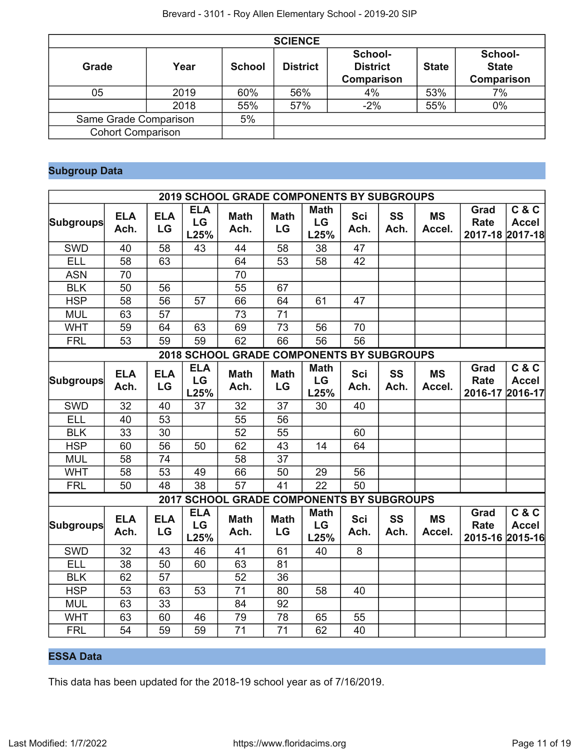| SCIENCE | | | | | | |
|---|---|---|---|---|---|---|
| Grade | Year | School | District | School-District Comparison | State | School-State Comparison |
| 05 | 2019 | 60% | 56% | 4% | 53% | 7% |
| | 2018 | 55% | 57% | -2% | 55% | 0% |
| Same Grade Comparison | | 5% | | | | |
| Cohort Comparison | | | | | | |

## Subgroup Data

| 2019 SCHOOL GRADE COMPONENTS BY SUBGROUPS | | | | | | | | | | | |
|---|---|---|---|---|---|---|---|---|---|---|---|
| Subgroups | ELA Ach. | ELA LG | ELA LG L25% | Math Ach. | Math LG | Math LG L25% | Sci Ach. | SS Ach. | MS Accel. | Grad Rate 2017-18 | C & C Accel 2017-18 |
| SWD | 40 | 58 | 43 | 44 | 58 | 38 | 47 | | | | |
| ELL | 58 | 63 | | 64 | 53 | 58 | 42 | | | | |
| ASN | 70 | | | 70 | | | | | | | |
| BLK | 50 | 56 | | 55 | 67 | | | | | | |
| HSP | 58 | 56 | 57 | 66 | 64 | 61 | 47 | | | | |
| MUL | 63 | 57 | | 73 | 71 | | | | | | |
| WHT | 59 | 64 | 63 | 69 | 73 | 56 | 70 | | | | |
| FRL | 53 | 59 | 59 | 62 | 66 | 56 | 56 | | | | |

| 2018 SCHOOL GRADE COMPONENTS BY SUBGROUPS | | | | | | | | | | | |
|---|---|---|---|---|---|---|---|---|---|---|---|
| Subgroups | ELA Ach. | ELA LG | ELA LG L25% | Math Ach. | Math LG | Math LG L25% | Sci Ach. | SS Ach. | MS Accel. | Grad Rate 2016-17 | C & C Accel 2016-17 |
| SWD | 32 | 40 | 37 | 32 | 37 | 30 | 40 | | | | |
| ELL | 40 | 53 | | 55 | 56 | | | | | | |
| BLK | 33 | 30 | | 52 | 55 | | 60 | | | | |
| HSP | 60 | 56 | 50 | 62 | 43 | 14 | 64 | | | | |
| MUL | 58 | 74 | | 58 | 37 | | | | | | |
| WHT | 58 | 53 | 49 | 66 | 50 | 29 | 56 | | | | |
| FRL | 50 | 48 | 38 | 57 | 41 | 22 | 50 | | | | |

| 2017 SCHOOL GRADE COMPONENTS BY SUBGROUPS | | | | | | | | | | | |
|---|---|---|---|---|---|---|---|---|---|---|---|
| Subgroups | ELA Ach. | ELA LG | ELA LG L25% | Math Ach. | Math LG | Math LG L25% | Sci Ach. | SS Ach. | MS Accel. | Grad Rate 2015-16 | C & C Accel 2015-16 |
| SWD | 32 | 43 | 46 | 41 | 61 | 40 | 8 | | | | |
| ELL | 38 | 50 | 60 | 63 | 81 | | | | | | |
| BLK | 62 | 57 | | 52 | 36 | | | | | | |
| HSP | 53 | 63 | 53 | 71 | 80 | 58 | 40 | | | | |
| MUL | 63 | 33 | | 84 | 92 | | | | | | |
| WHT | 63 | 60 | 46 | 79 | 78 | 65 | 55 | | | | |
| FRL | 54 | 59 | 59 | 71 | 71 | 62 | 40 | | | | |

## ESSA Data

This data has been updated for the 2018-19 school year as of 7/16/2019.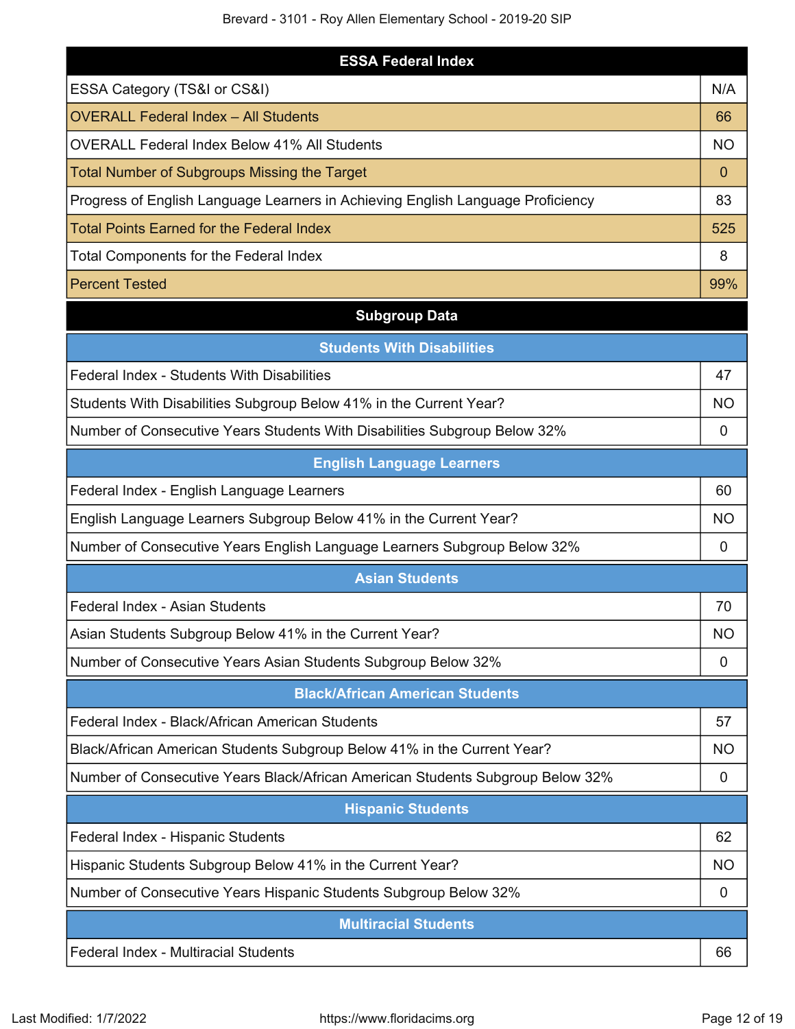| ESSA Federal Index | |
|---|---|
| ESSA Category (TS&I or CS&I) | N/A |
| OVERALL Federal Index – All Students | 66 |
| OVERALL Federal Index Below 41% All Students | NO |
| Total Number of Subgroups Missing the Target | 0 |
| Progress of English Language Learners in Achieving English Language Proficiency | 83 |
| Total Points Earned for the Federal Index | 525 |
| Total Components for the Federal Index | 8 |
| Percent Tested | 99% |

## Subgroup Data

| Students With Disabilities | |
|---|---|
| Federal Index - Students With Disabilities | 47 |
| Students With Disabilities Subgroup Below 41% in the Current Year? | NO |
| Number of Consecutive Years Students With Disabilities Subgroup Below 32% | 0 |

| English Language Learners | |
|---|---|
| Federal Index - English Language Learners | 60 |
| English Language Learners Subgroup Below 41% in the Current Year? | NO |
| Number of Consecutive Years English Language Learners Subgroup Below 32% | 0 |

| Asian Students | |
|---|---|
| Federal Index - Asian Students | 70 |
| Asian Students Subgroup Below 41% in the Current Year? | NO |
| Number of Consecutive Years Asian Students Subgroup Below 32% | 0 |

| Black/African American Students | |
|---|---|
| Federal Index - Black/African American Students | 57 |
| Black/African American Students Subgroup Below 41% in the Current Year? | NO |
| Number of Consecutive Years Black/African American Students Subgroup Below 32% | 0 |

| Hispanic Students | |
|---|---|
| Federal Index - Hispanic Students | 62 |
| Hispanic Students Subgroup Below 41% in the Current Year? | NO |
| Number of Consecutive Years Hispanic Students Subgroup Below 32% | 0 |

| Multiracial Students | |
|---|---|
| Federal Index - Multiracial Students | 66 |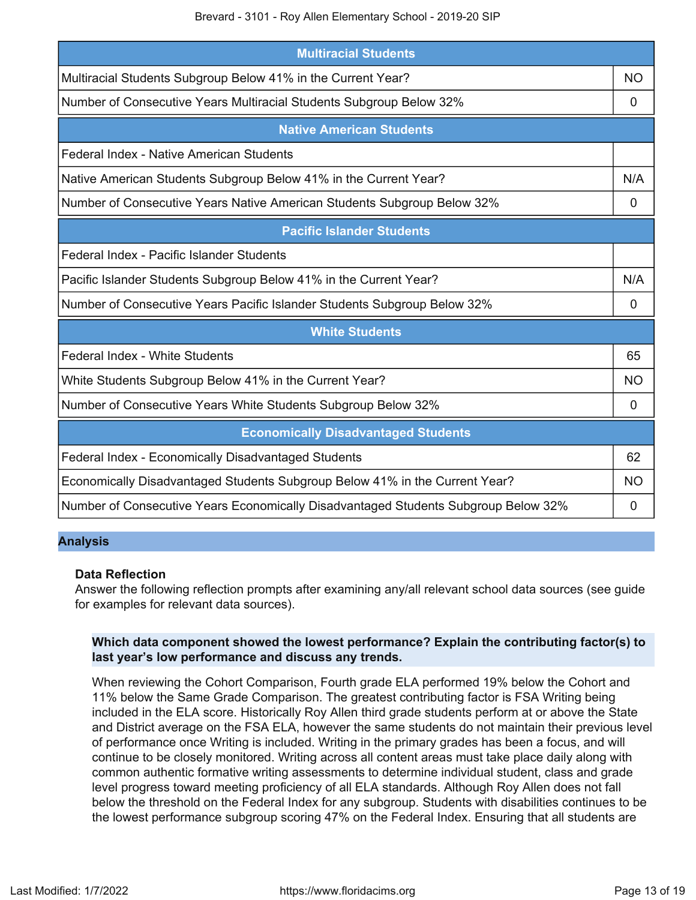| Multiracial Students | |
|---|---|
| Multiracial Students Subgroup Below 41% in the Current Year? | NO |
| Number of Consecutive Years Multiracial Students Subgroup Below 32% | 0 |

| Native American Students | |
|---|---|
| Federal Index - Native American Students | |
| Native American Students Subgroup Below 41% in the Current Year? | N/A |
| Number of Consecutive Years Native American Students Subgroup Below 32% | 0 |

| Pacific Islander Students | |
|---|---|
| Federal Index - Pacific Islander Students | |
| Pacific Islander Students Subgroup Below 41% in the Current Year? | N/A |
| Number of Consecutive Years Pacific Islander Students Subgroup Below 32% | 0 |

| White Students | |
|---|---|
| Federal Index - White Students | 65 |
| White Students Subgroup Below 41% in the Current Year? | NO |
| Number of Consecutive Years White Students Subgroup Below 32% | 0 |

| Economically Disadvantaged Students | |
|---|---|
| Federal Index - Economically Disadvantaged Students | 62 |
| Economically Disadvantaged Students Subgroup Below 41% in the Current Year? | NO |
| Number of Consecutive Years Economically Disadvantaged Students Subgroup Below 32% | 0 |

## Analysis

### Data Reflection

Answer the following reflection prompts after examining any/all relevant school data sources (see guide for examples for relevant data sources).

**Which data component showed the lowest performance? Explain the contributing factor(s) to last year's low performance and discuss any trends.**

When reviewing the Cohort Comparison, Fourth grade ELA performed 19% below the Cohort and 11% below the Same Grade Comparison. The greatest contributing factor is FSA Writing being included in the ELA score. Historically Roy Allen third grade students perform at or above the State and District average on the FSA ELA, however the same students do not maintain their previous level of performance once Writing is included. Writing in the primary grades has been a focus, and will continue to be closely monitored. Writing across all content areas must take place daily along with common authentic formative writing assessments to determine individual student, class and grade level progress toward meeting proficiency of all ELA standards. Although Roy Allen does not fall below the threshold on the Federal Index for any subgroup. Students with disabilities continues to be the lowest performance subgroup scoring 47% on the Federal Index. Ensuring that all students are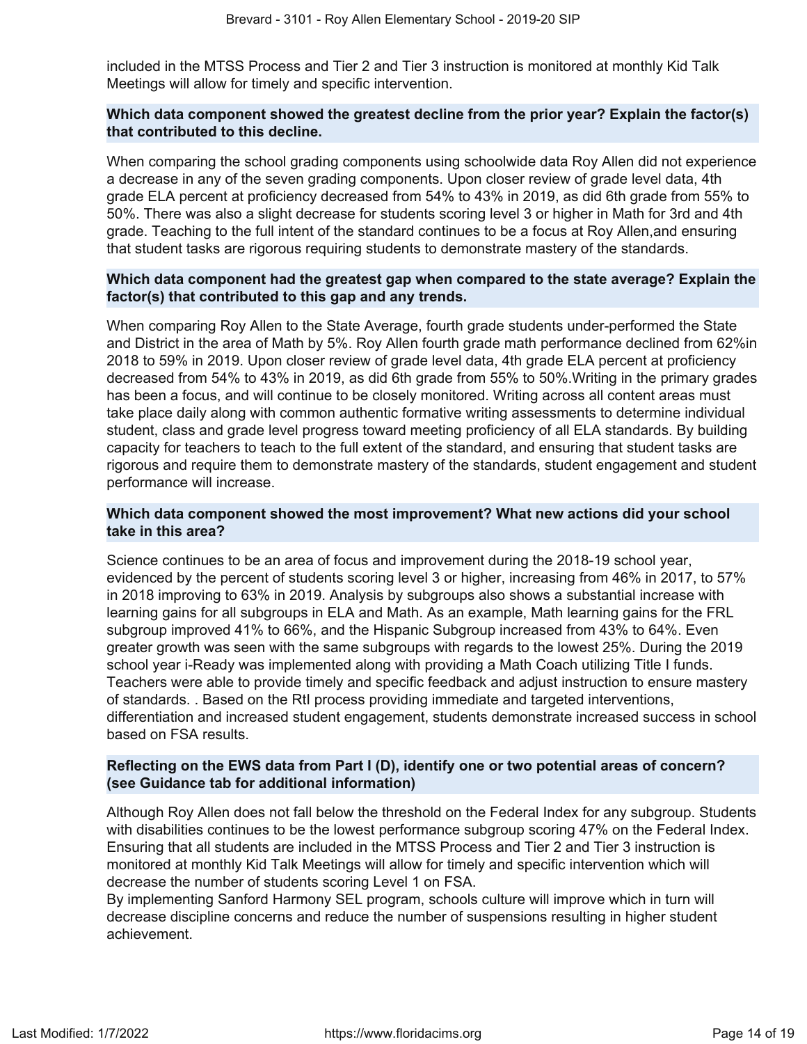included in the MTSS Process and Tier 2 and Tier 3 instruction is monitored at monthly Kid Talk Meetings will allow for timely and specific intervention.

**Which data component showed the greatest decline from the prior year? Explain the factor(s) that contributed to this decline.**

When comparing the school grading components using schoolwide data Roy Allen did not experience a decrease in any of the seven grading components. Upon closer review of grade level data, 4th grade ELA percent at proficiency decreased from 54% to 43% in 2019, as did 6th grade from 55% to 50%. There was also a slight decrease for students scoring level 3 or higher in Math for 3rd and 4th grade. Teaching to the full intent of the standard continues to be a focus at Roy Allen,and ensuring that student tasks are rigorous requiring students to demonstrate mastery of the standards.

**Which data component had the greatest gap when compared to the state average? Explain the factor(s) that contributed to this gap and any trends.**

When comparing Roy Allen to the State Average, fourth grade students under-performed the State and District in the area of Math by 5%. Roy Allen fourth grade math performance declined from 62%in 2018 to 59% in 2019. Upon closer review of grade level data, 4th grade ELA percent at proficiency decreased from 54% to 43% in 2019, as did 6th grade from 55% to 50%.Writing in the primary grades has been a focus, and will continue to be closely monitored. Writing across all content areas must take place daily along with common authentic formative writing assessments to determine individual student, class and grade level progress toward meeting proficiency of all ELA standards. By building capacity for teachers to teach to the full extent of the standard, and ensuring that student tasks are rigorous and require them to demonstrate mastery of the standards, student engagement and student performance will increase.

**Which data component showed the most improvement? What new actions did your school take in this area?**

Science continues to be an area of focus and improvement during the 2018-19 school year, evidenced by the percent of students scoring level 3 or higher, increasing from 46% in 2017, to 57% in 2018 improving to 63% in 2019. Analysis by subgroups also shows a substantial increase with learning gains for all subgroups in ELA and Math. As an example, Math learning gains for the FRL subgroup improved 41% to 66%, and the Hispanic Subgroup increased from 43% to 64%. Even greater growth was seen with the same subgroups with regards to the lowest 25%. During the 2019 school year i-Ready was implemented along with providing a Math Coach utilizing Title I funds. Teachers were able to provide timely and specific feedback and adjust instruction to ensure mastery of standards. . Based on the RtI process providing immediate and targeted interventions, differentiation and increased student engagement, students demonstrate increased success in school based on FSA results.

**Reflecting on the EWS data from Part I (D), identify one or two potential areas of concern? (see Guidance tab for additional information)**

Although Roy Allen does not fall below the threshold on the Federal Index for any subgroup. Students with disabilities continues to be the lowest performance subgroup scoring 47% on the Federal Index. Ensuring that all students are included in the MTSS Process and Tier 2 and Tier 3 instruction is monitored at monthly Kid Talk Meetings will allow for timely and specific intervention which will decrease the number of students scoring Level 1 on FSA.
By implementing Sanford Harmony SEL program, schools culture will improve which in turn will decrease discipline concerns and reduce the number of suspensions resulting in higher student achievement.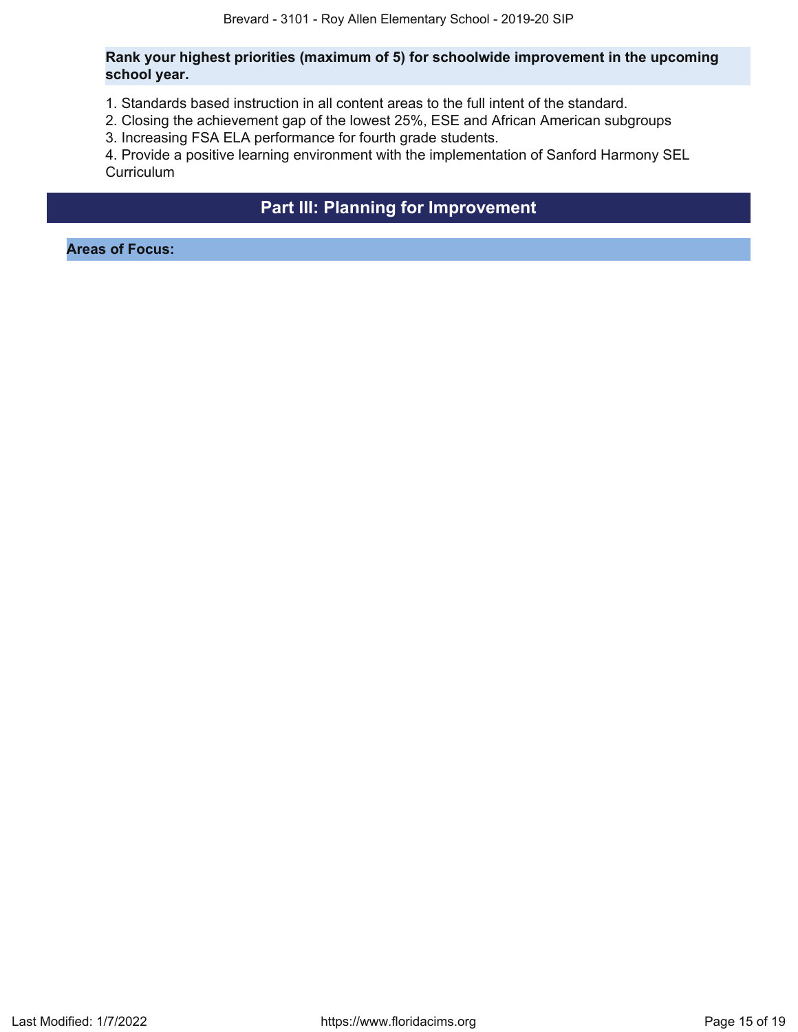**Rank your highest priorities (maximum of 5) for schoolwide improvement in the upcoming school year.**

1. Standards based instruction in all content areas to the full intent of the standard.
2. Closing the achievement gap of the lowest 25%, ESE and African American subgroups
3. Increasing FSA ELA performance for fourth grade students.
4. Provide a positive learning environment with the implementation of Sanford Harmony SEL Curriculum

## Part III: Planning for Improvement

### Areas of Focus: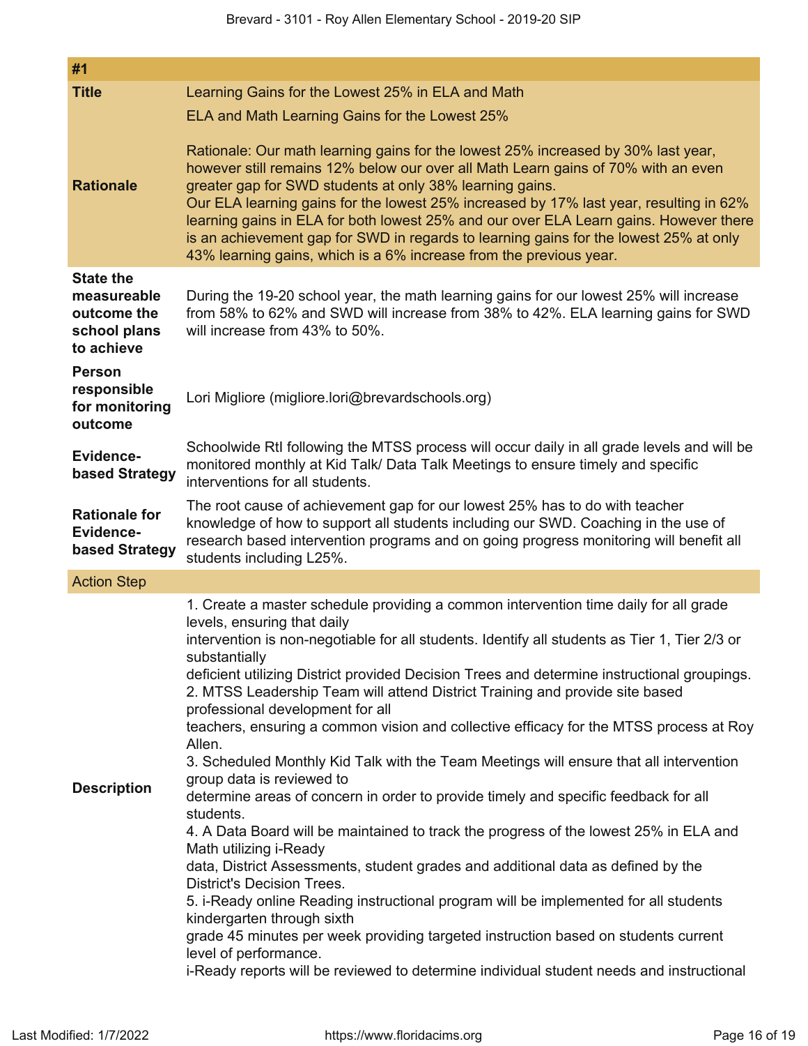| #1 | |
|---|---|
| **Title** | Learning Gains for the Lowest 25% in ELA and Math |
| **Rationale** | ELA and Math Learning Gains for the Lowest 25%<br><br>Rationale: Our math learning gains for the lowest 25% increased by 30% last year, however still remains 12% below our over all Math Learn gains of 70% with an even greater gap for SWD students at only 38% learning gains.<br>Our ELA learning gains for the lowest 25% increased by 17% last year, resulting in 62% learning gains in ELA for both lowest 25% and our over ELA Learn gains. However there is an achievement gap for SWD in regards to learning gains for the lowest 25% at only 43% learning gains, which is a 6% increase from the previous year. |
| **State the measureable outcome the school plans to achieve** | During the 19-20 school year, the math learning gains for our lowest 25% will increase from 58% to 62% and SWD will increase from 38% to 42%. ELA learning gains for SWD will increase from 43% to 50%. |
| **Person responsible for monitoring outcome** | Lori Migliore (migliore.lori@brevardschools.org) |
| **Evidence-based Strategy** | Schoolwide RtI following the MTSS process will occur daily in all grade levels and will be monitored monthly at Kid Talk/ Data Talk Meetings to ensure timely and specific interventions for all students. |
| **Rationale for Evidence-based Strategy** | The root cause of achievement gap for our lowest 25% has to do with teacher knowledge of how to support all students including our SWD. Coaching in the use of research based intervention programs and on going progress monitoring will benefit all students including L25%. |
| Action Step | |
| **Description** | 1. Create a master schedule providing a common intervention time daily for all grade levels, ensuring that daily intervention is non-negotiable for all students. Identify all students as Tier 1, Tier 2/3 or substantially deficient utilizing District provided Decision Trees and determine instructional groupings.<br>2. MTSS Leadership Team will attend District Training and provide site based professional development for all teachers, ensuring a common vision and collective efficacy for the MTSS process at Roy Allen.<br>3. Scheduled Monthly Kid Talk with the Team Meetings will ensure that all intervention group data is reviewed to determine areas of concern in order to provide timely and specific feedback for all students.<br>4. A Data Board will be maintained to track the progress of the lowest 25% in ELA and Math utilizing i-Ready data, District Assessments, student grades and additional data as defined by the District's Decision Trees.<br>5. i-Ready online Reading instructional program will be implemented for all students kindergarten through sixth grade 45 minutes per week providing targeted instruction based on students current level of performance.<br>i-Ready reports will be reviewed to determine individual student needs and instructional |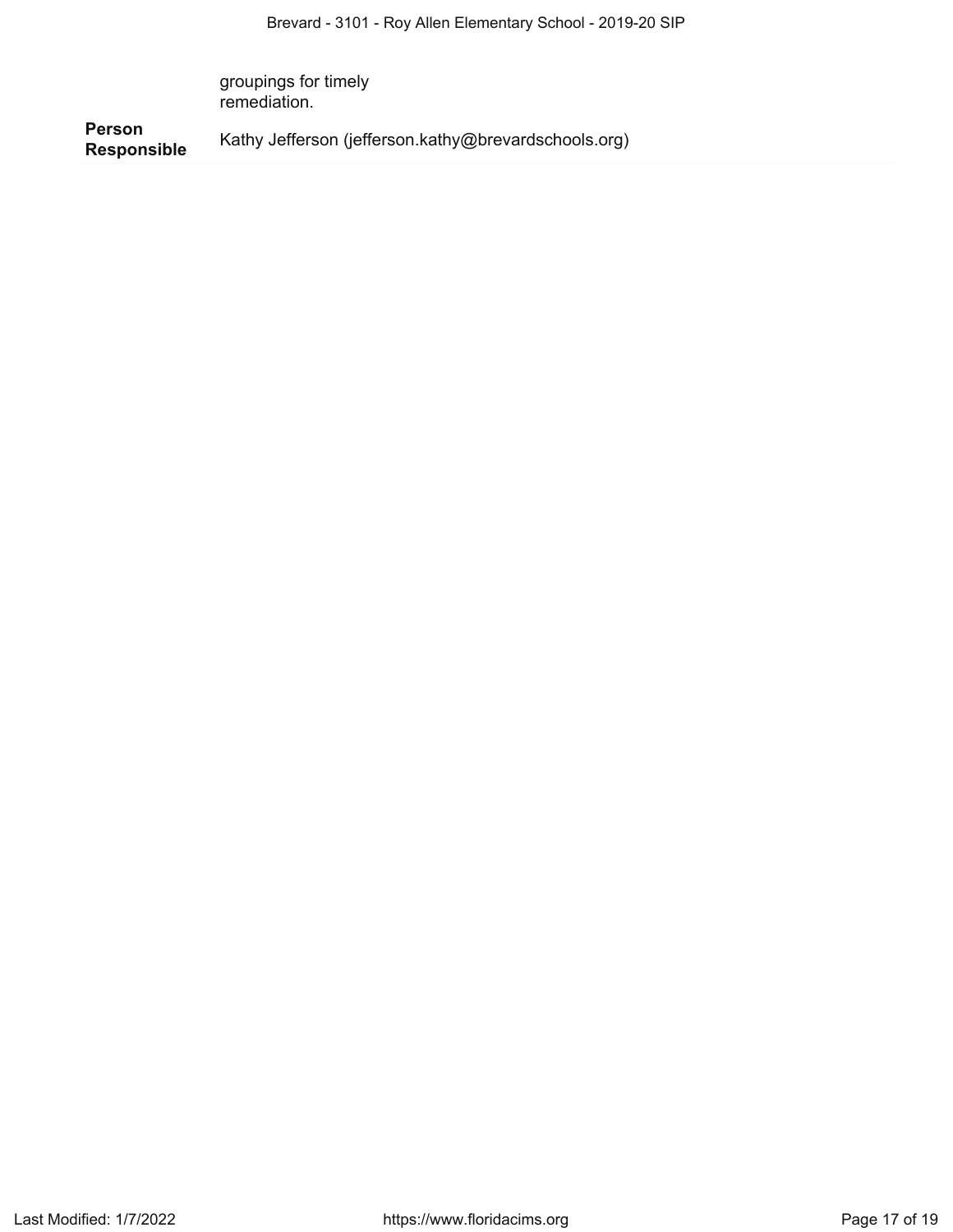| | |
|---|---|
| | groupings for timely remediation. |
| **Person Responsible** | Kathy Jefferson (jefferson.kathy@brevardschools.org) |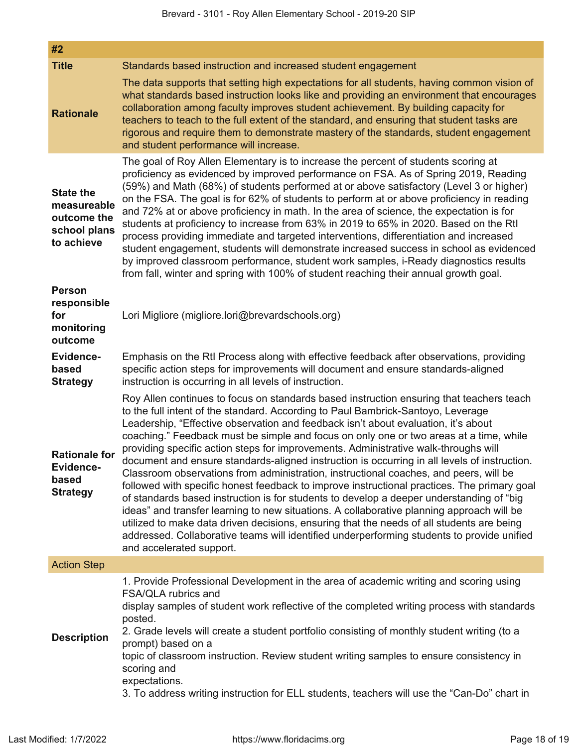| #2 | |
|---|---|
| **Title** | Standards based instruction and increased student engagement |
| **Rationale** | The data supports that setting high expectations for all students, having common vision of what standards based instruction looks like and providing an environment that encourages collaboration among faculty improves student achievement. By building capacity for teachers to teach to the full extent of the standard, and ensuring that student tasks are rigorous and require them to demonstrate mastery of the standards, student engagement and student performance will increase. |
| **State the measureable outcome the school plans to achieve** | The goal of Roy Allen Elementary is to increase the percent of students scoring at proficiency as evidenced by improved performance on FSA. As of Spring 2019, Reading (59%) and Math (68%) of students performed at or above satisfactory (Level 3 or higher) on the FSA. The goal is for 62% of students to perform at or above proficiency in reading and 72% at or above proficiency in math. In the area of science, the expectation is for students at proficiency to increase from 63% in 2019 to 65% in 2020. Based on the RtI process providing immediate and targeted interventions, differentiation and increased student engagement, students will demonstrate increased success in school as evidenced by improved classroom performance, student work samples, i-Ready diagnostics results from fall, winter and spring with 100% of student reaching their annual growth goal. |
| **Person responsible for monitoring outcome** | Lori Migliore (migliore.lori@brevardschools.org) |
| **Evidence-based Strategy** | Emphasis on the RtI Process along with effective feedback after observations, providing specific action steps for improvements will document and ensure standards-aligned instruction is occurring in all levels of instruction. |
| **Rationale for Evidence-based Strategy** | Roy Allen continues to focus on standards based instruction ensuring that teachers teach to the full intent of the standard. According to Paul Bambrick-Santoyo, Leverage Leadership, "Effective observation and feedback isn't about evaluation, it's about coaching." Feedback must be simple and focus on only one or two areas at a time, while providing specific action steps for improvements. Administrative walk-throughs will document and ensure standards-aligned instruction is occurring in all levels of instruction. Classroom observations from administration, instructional coaches, and peers, will be followed with specific honest feedback to improve instructional practices. The primary goal of standards based instruction is for students to develop a deeper understanding of "big ideas" and transfer learning to new situations. A collaborative planning approach will be utilized to make data driven decisions, ensuring that the needs of all students are being addressed. Collaborative teams will identified underperforming students to provide unified and accelerated support. |
| **Action Step** | |
| **Description** | 1. Provide Professional Development in the area of academic writing and scoring using FSA/QLA rubrics and<br>display samples of student work reflective of the completed writing process with standards posted.<br>2. Grade levels will create a student portfolio consisting of monthly student writing (to a prompt) based on a<br>topic of classroom instruction. Review student writing samples to ensure consistency in scoring and<br>expectations.<br>3. To address writing instruction for ELL students, teachers will use the "Can-Do" chart in |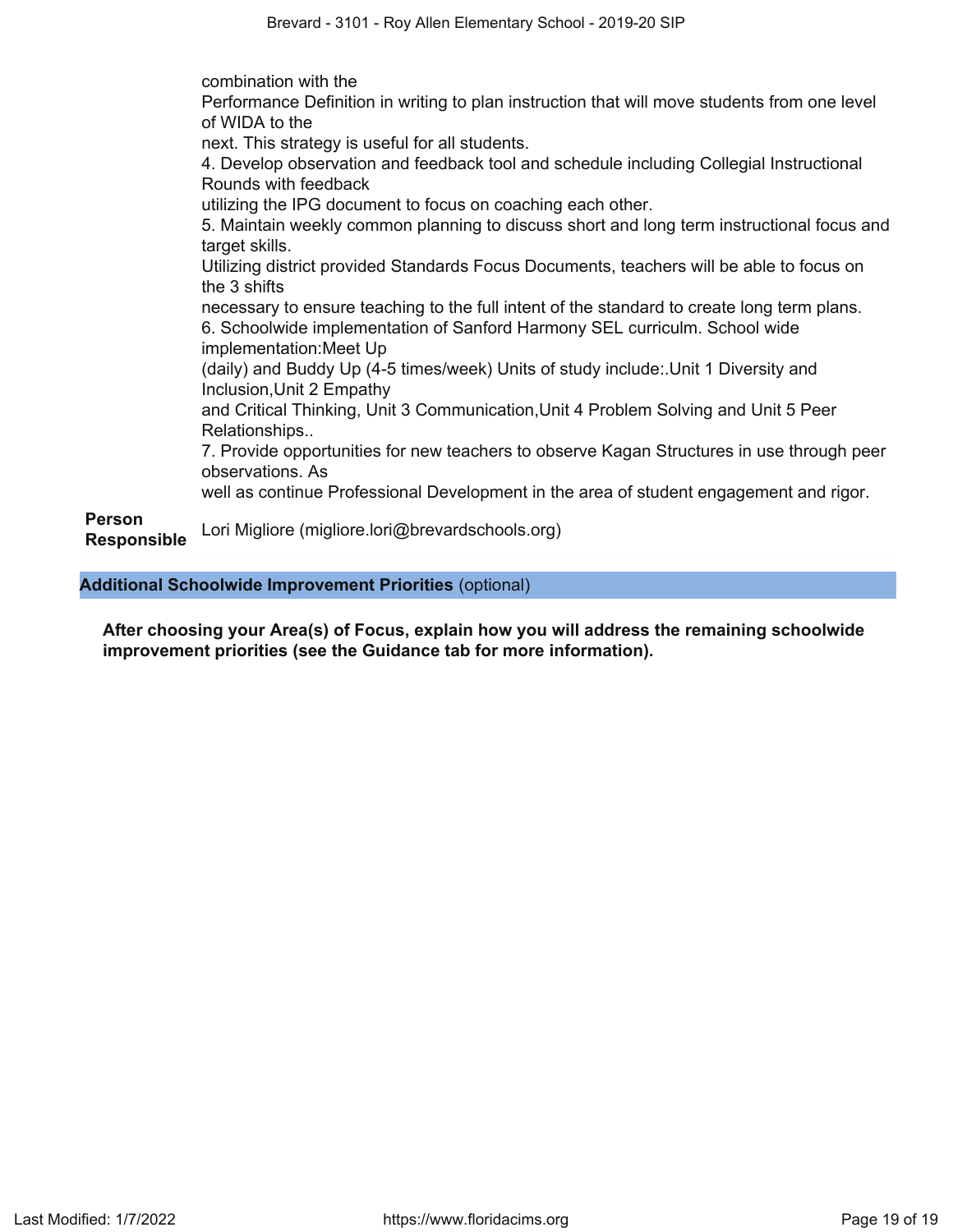combination with the
Performance Definition in writing to plan instruction that will move students from one level of WIDA to the
next. This strategy is useful for all students.
4. Develop observation and feedback tool and schedule including Collegial Instructional Rounds with feedback
utilizing the IPG document to focus on coaching each other.
5. Maintain weekly common planning to discuss short and long term instructional focus and target skills.
Utilizing district provided Standards Focus Documents, teachers will be able to focus on the 3 shifts
necessary to ensure teaching to the full intent of the standard to create long term plans.
6. Schoolwide implementation of Sanford Harmony SEL curriculm. School wide implementation:Meet Up
(daily) and Buddy Up (4-5 times/week) Units of study include:.Unit 1 Diversity and Inclusion,Unit 2 Empathy
and Critical Thinking, Unit 3 Communication,Unit 4 Problem Solving and Unit 5 Peer Relationships..
7. Provide opportunities for new teachers to observe Kagan Structures in use through peer observations. As
well as continue Professional Development in the area of student engagement and rigor.

**Person Responsible** Lori Migliore (migliore.lori@brevardschools.org)

## **Additional Schoolwide Improvement Priorities** (optional)

**After choosing your Area(s) of Focus, explain how you will address the remaining schoolwide improvement priorities (see the Guidance tab for more information).**